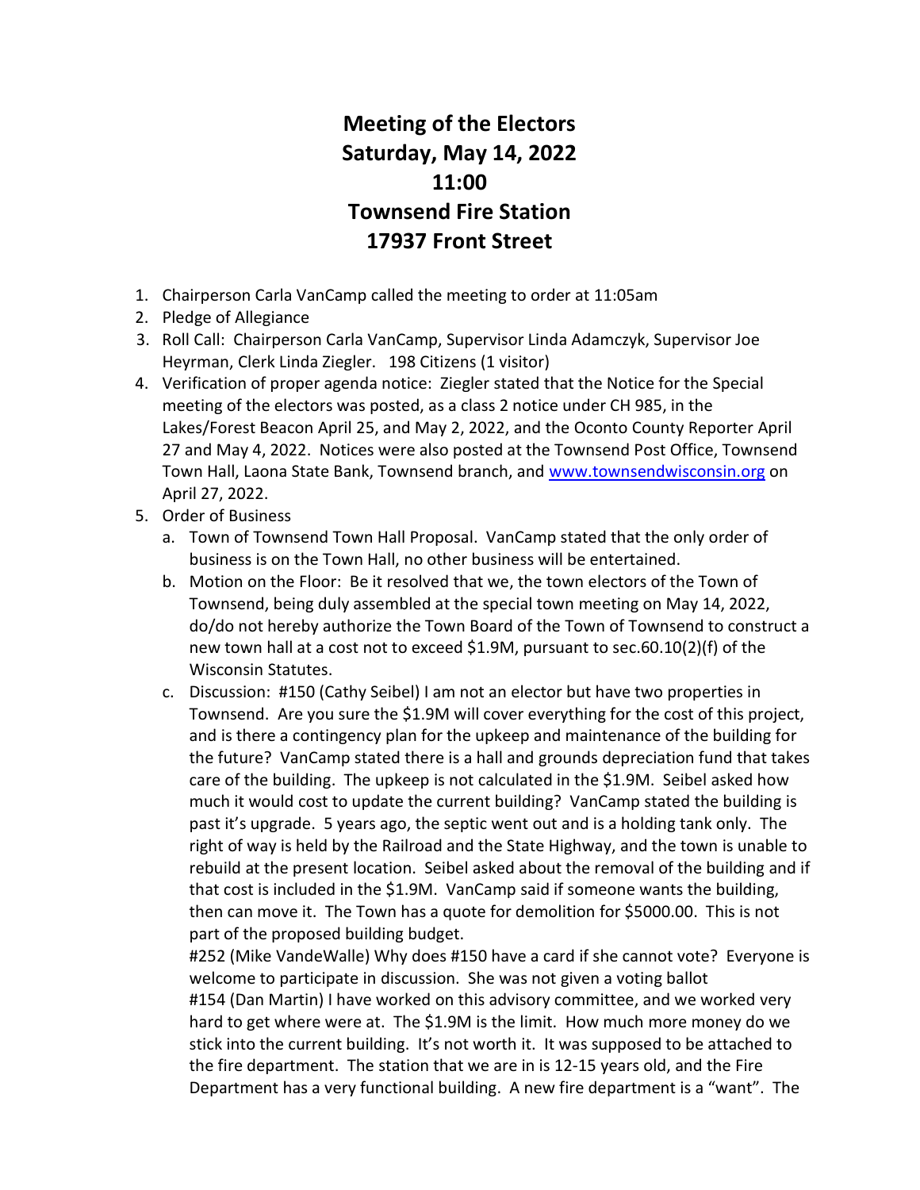# Meeting of the Electors
# Saturday, May 14, 2022
# 11:00
# Townsend Fire Station
# 17937 Front Street

1. Chairperson Carla VanCamp called the meeting to order at 11:05am
2. Pledge of Allegiance
3. Roll Call: Chairperson Carla VanCamp, Supervisor Linda Adamczyk, Supervisor Joe Heyrman, Clerk Linda Ziegler. 198 Citizens (1 visitor)
4. Verification of proper agenda notice: Ziegler stated that the Notice for the Special meeting of the electors was posted, as a class 2 notice under CH 985, in the Lakes/Forest Beacon April 25, and May 2, 2022, and the Oconto County Reporter April 27 and May 4, 2022. Notices were also posted at the Townsend Post Office, Townsend Town Hall, Laona State Bank, Townsend branch, and www.townsendwisconsin.org on April 27, 2022.
5. Order of Business
   a. Town of Townsend Town Hall Proposal. VanCamp stated that the only order of business is on the Town Hall, no other business will be entertained.
   b. Motion on the Floor: Be it resolved that we, the town electors of the Town of Townsend, being duly assembled at the special town meeting on May 14, 2022, do/do not hereby authorize the Town Board of the Town of Townsend to construct a new town hall at a cost not to exceed $1.9M, pursuant to sec.60.10(2)(f) of the Wisconsin Statutes.
   c. Discussion: #150 (Cathy Seibel) I am not an elector but have two properties in Townsend. Are you sure the $1.9M will cover everything for the cost of this project, and is there a contingency plan for the upkeep and maintenance of the building for the future? VanCamp stated there is a hall and grounds depreciation fund that takes care of the building. The upkeep is not calculated in the $1.9M. Seibel asked how much it would cost to update the current building? VanCamp stated the building is past it's upgrade. 5 years ago, the septic went out and is a holding tank only. The right of way is held by the Railroad and the State Highway, and the town is unable to rebuild at the present location. Seibel asked about the removal of the building and if that cost is included in the $1.9M. VanCamp said if someone wants the building, then can move it. The Town has a quote for demolition for $5000.00. This is not part of the proposed building budget.

      #252 (Mike VandeWalle) Why does #150 have a card if she cannot vote? Everyone is welcome to participate in discussion. She was not given a voting ballot

      #154 (Dan Martin) I have worked on this advisory committee, and we worked very hard to get where were at. The $1.9M is the limit. How much more money do we stick into the current building. It's not worth it. It was supposed to be attached to the fire department. The station that we are in is 12-15 years old, and the Fire Department has a very functional building. A new fire department is a "want". The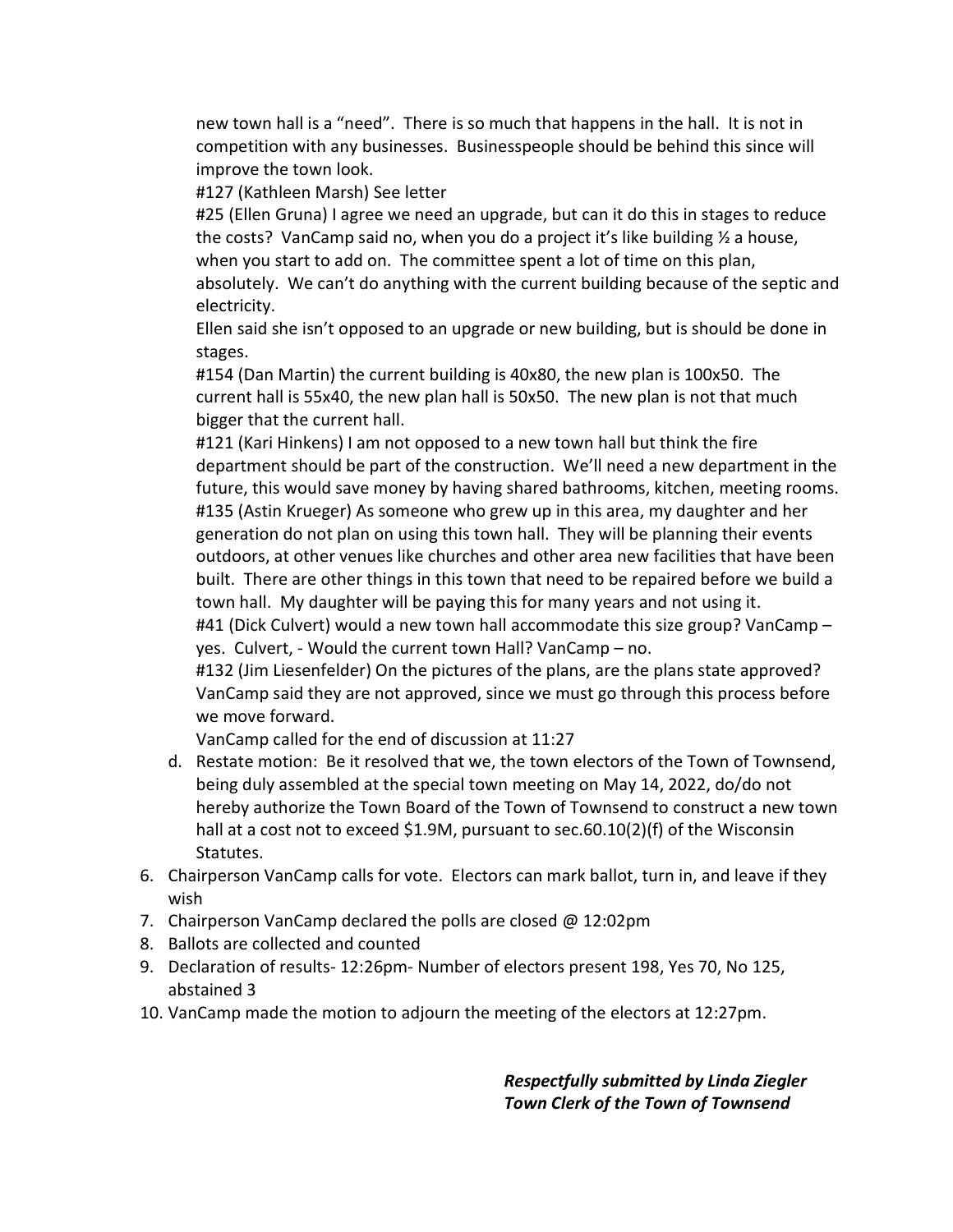new town hall is a "need". There is so much that happens in the hall. It is not in competition with any businesses. Businesspeople should be behind this since will improve the town look.

#127 (Kathleen Marsh) See letter

#25 (Ellen Gruna) I agree we need an upgrade, but can it do this in stages to reduce the costs? VanCamp said no, when you do a project it's like building ½ a house, when you start to add on. The committee spent a lot of time on this plan, absolutely. We can't do anything with the current building because of the septic and electricity.

Ellen said she isn't opposed to an upgrade or new building, but is should be done in stages.

#154 (Dan Martin) the current building is 40x80, the new plan is 100x50. The current hall is 55x40, the new plan hall is 50x50. The new plan is not that much bigger that the current hall.

#121 (Kari Hinkens) I am not opposed to a new town hall but think the fire department should be part of the construction. We'll need a new department in the future, this would save money by having shared bathrooms, kitchen, meeting rooms.

#135 (Astin Krueger) As someone who grew up in this area, my daughter and her generation do not plan on using this town hall. They will be planning their events outdoors, at other venues like churches and other area new facilities that have been built. There are other things in this town that need to be repaired before we build a town hall. My daughter will be paying this for many years and not using it.

#41 (Dick Culvert) would a new town hall accommodate this size group? VanCamp – yes. Culvert, - Would the current town Hall? VanCamp – no.

#132 (Jim Liesenfelder) On the pictures of the plans, are the plans state approved? VanCamp said they are not approved, since we must go through this process before we move forward.

VanCamp called for the end of discussion at 11:27

d. Restate motion: Be it resolved that we, the town electors of the Town of Townsend, being duly assembled at the special town meeting on May 14, 2022, do/do not hereby authorize the Town Board of the Town of Townsend to construct a new town hall at a cost not to exceed $1.9M, pursuant to sec.60.10(2)(f) of the Wisconsin Statutes.

6. Chairperson VanCamp calls for vote. Electors can mark ballot, turn in, and leave if they wish
7. Chairperson VanCamp declared the polls are closed @ 12:02pm
8. Ballots are collected and counted
9. Declaration of results- 12:26pm- Number of electors present 198, Yes 70, No 125, abstained 3
10. VanCamp made the motion to adjourn the meeting of the electors at 12:27pm.

***Respectfully submitted by Linda Ziegler***
***Town Clerk of the Town of Townsend***